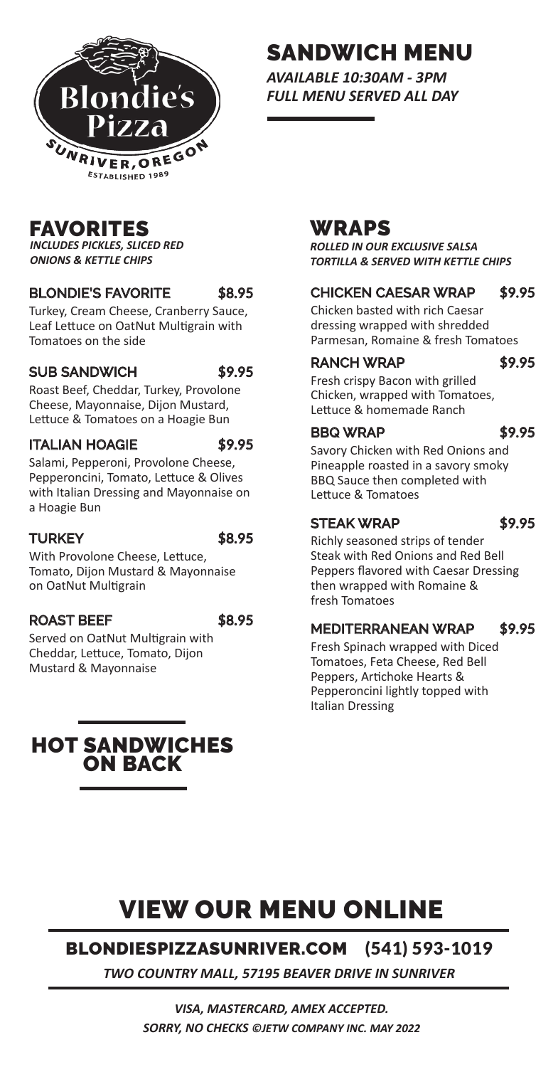Blondie's Pizza
SUNRIVER, OREGON
ESTABLISHED 1989

# SANDWICH MENU

***AVAILABLE 10:30AM - 3PM***
***FULL MENU SERVED ALL DAY***

## FAVORITES

***INCLUDES PICKLES, SLICED RED ONIONS & KETTLE CHIPS***

### BLONDIE'S FAVORITE $8.95

Turkey, Cream Cheese, Cranberry Sauce, Leaf Lettuce on OatNut Multigrain with Tomatoes on the side

### SUB SANDWICH $9.95

Roast Beef, Cheddar, Turkey, Provolone Cheese, Mayonnaise, Dijon Mustard, Lettuce & Tomatoes on a Hoagie Bun

### ITALIAN HOAGIE $9.95

Salami, Pepperoni, Provolone Cheese, Pepperoncini, Tomato, Lettuce & Olives with Italian Dressing and Mayonnaise on a Hoagie Bun

### TURKEY $8.95

With Provolone Cheese, Lettuce, Tomato, Dijon Mustard & Mayonnaise on OatNut Multigrain

### ROAST BEEF $8.95

Served on OatNut Multigrain with Cheddar, Lettuce, Tomato, Dijon Mustard & Mayonnaise

## WRAPS

***ROLLED IN OUR EXCLUSIVE SALSA TORTILLA & SERVED WITH KETTLE CHIPS***

### CHICKEN CAESAR WRAP $9.95

Chicken basted with rich Caesar dressing wrapped with shredded Parmesan, Romaine & fresh Tomatoes

### RANCH WRAP $9.95

Fresh crispy Bacon with grilled Chicken, wrapped with Tomatoes, Lettuce & homemade Ranch

### BBQ WRAP $9.95

Savory Chicken with Red Onions and Pineapple roasted in a savory smoky BBQ Sauce then completed with Lettuce & Tomatoes

### STEAK WRAP $9.95

Richly seasoned strips of tender Steak with Red Onions and Red Bell Peppers flavored with Caesar Dressing then wrapped with Romaine & fresh Tomatoes

### MEDITERRANEAN WRAP $9.95

Fresh Spinach wrapped with Diced Tomatoes, Feta Cheese, Red Bell Peppers, Artichoke Hearts & Pepperoncini lightly topped with Italian Dressing

## HOT SANDWICHES ON BACK

# VIEW OUR MENU ONLINE

## BLONDIESPIZZASUNRIVER.COM (541) 593-1019

***TWO COUNTRY MALL, 57195 BEAVER DRIVE IN SUNRIVER***

***VISA, MASTERCARD, AMEX ACCEPTED.***
***SORRY, NO CHECKS ©JETW COMPANY INC. MAY 2022***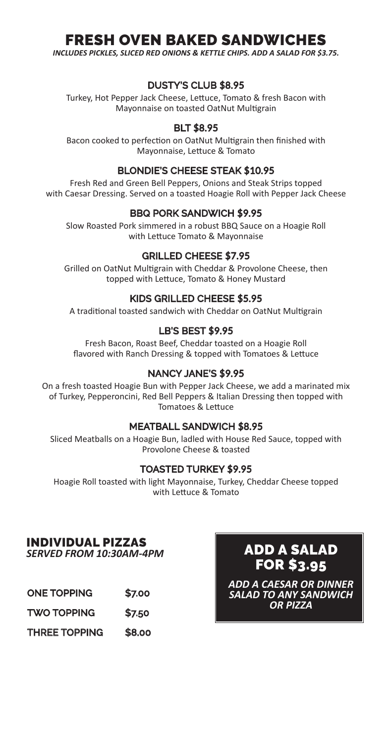# FRESH OVEN BAKED SANDWICHES

***INCLUDES PICKLES, SLICED RED ONIONS & KETTLE CHIPS. ADD A SALAD FOR $3.75.***

### DUSTY'S CLUB $8.95

Turkey, Hot Pepper Jack Cheese, Lettuce, Tomato & fresh Bacon with Mayonnaise on toasted OatNut Multigrain

### BLT $8.95

Bacon cooked to perfection on OatNut Multigrain then finished with Mayonnaise, Lettuce & Tomato

### BLONDIE'S CHEESE STEAK $10.95

Fresh Red and Green Bell Peppers, Onions and Steak Strips topped with Caesar Dressing. Served on a toasted Hoagie Roll with Pepper Jack Cheese

### BBQ PORK SANDWICH $9.95

Slow Roasted Pork simmered in a robust BBQ Sauce on a Hoagie Roll with Lettuce Tomato & Mayonnaise

### GRILLED CHEESE $7.95

Grilled on OatNut Multigrain with Cheddar & Provolone Cheese, then topped with Lettuce, Tomato & Honey Mustard

### KIDS GRILLED CHEESE $5.95

A traditional toasted sandwich with Cheddar on OatNut Multigrain

### LB'S BEST $9.95

Fresh Bacon, Roast Beef, Cheddar toasted on a Hoagie Roll flavored with Ranch Dressing & topped with Tomatoes & Lettuce

### NANCY JANE'S $9.95

On a fresh toasted Hoagie Bun with Pepper Jack Cheese, we add a marinated mix of Turkey, Pepperoncini, Red Bell Peppers & Italian Dressing then topped with Tomatoes & Lettuce

### MEATBALL SANDWICH $8.95

Sliced Meatballs on a Hoagie Bun, ladled with House Red Sauce, topped with Provolone Cheese & toasted

### TOASTED TURKEY $9.95

Hoagie Roll toasted with light Mayonnaise, Turkey, Cheddar Cheese topped with Lettuce & Tomato

## INDIVIDUAL PIZZAS

***SERVED FROM 10:30AM-4PM***

| | |
|---|---|
| ONE TOPPING | $7.00 |
| TWO TOPPING | $7.50 |
| THREE TOPPING | $8.00 |

## ADD A SALAD FOR $3.95

***ADD A CAESAR OR DINNER SALAD TO ANY SANDWICH OR PIZZA***